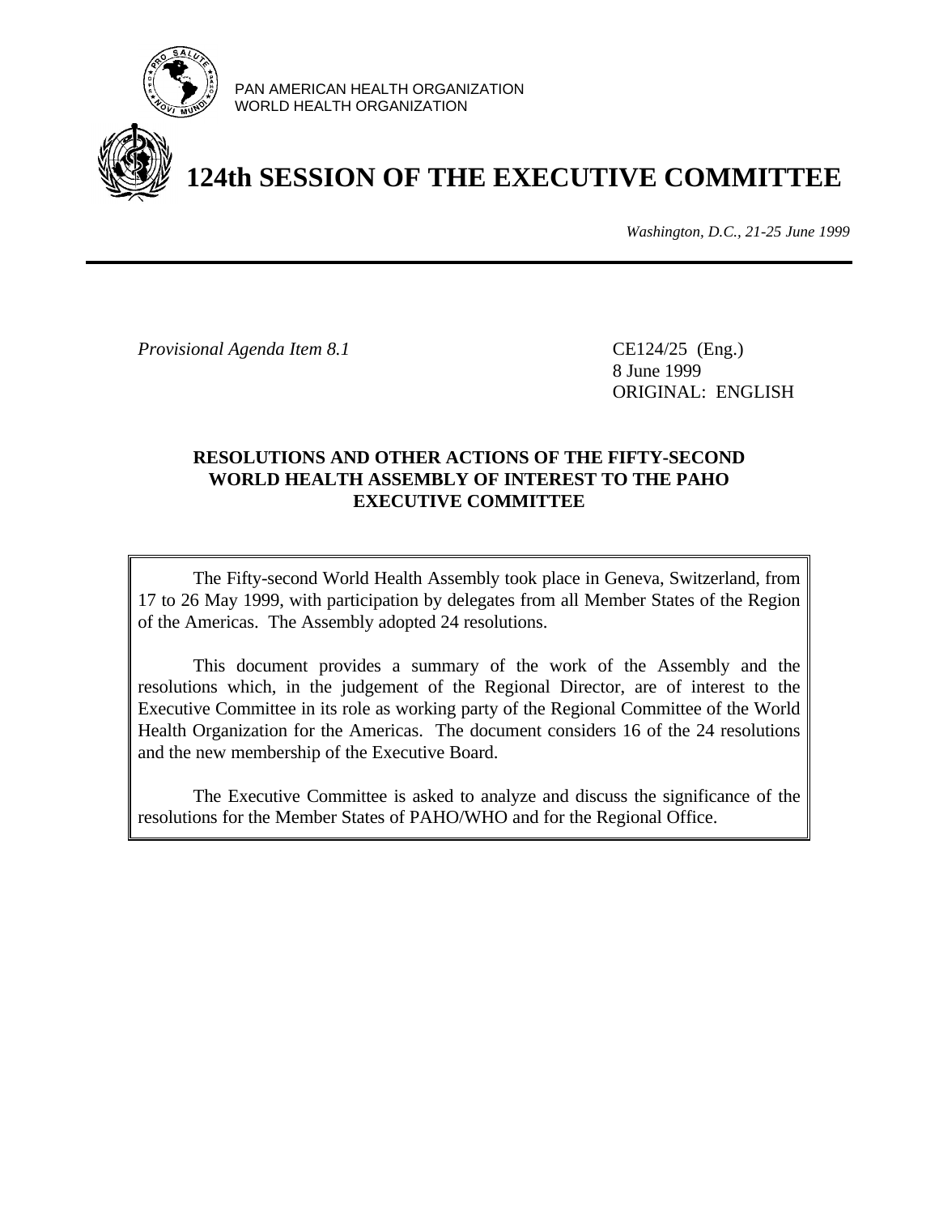PAN AMERICAN HEALTH ORGANIZATION
WORLD HEALTH ORGANIZATION

# 124th SESSION OF THE EXECUTIVE COMMITTEE

*Washington, D.C., 21-25 June 1999*

---

*Provisional Agenda Item 8.1*

CE124/25 (Eng.)
8 June 1999
ORIGINAL: ENGLISH

## RESOLUTIONS AND OTHER ACTIONS OF THE FIFTY-SECOND WORLD HEALTH ASSEMBLY OF INTEREST TO THE PAHO EXECUTIVE COMMITTEE

The Fifty-second World Health Assembly took place in Geneva, Switzerland, from 17 to 26 May 1999, with participation by delegates from all Member States of the Region of the Americas. The Assembly adopted 24 resolutions.

This document provides a summary of the work of the Assembly and the resolutions which, in the judgement of the Regional Director, are of interest to the Executive Committee in its role as working party of the Regional Committee of the World Health Organization for the Americas. The document considers 16 of the 24 resolutions and the new membership of the Executive Board.

The Executive Committee is asked to analyze and discuss the significance of the resolutions for the Member States of PAHO/WHO and for the Regional Office.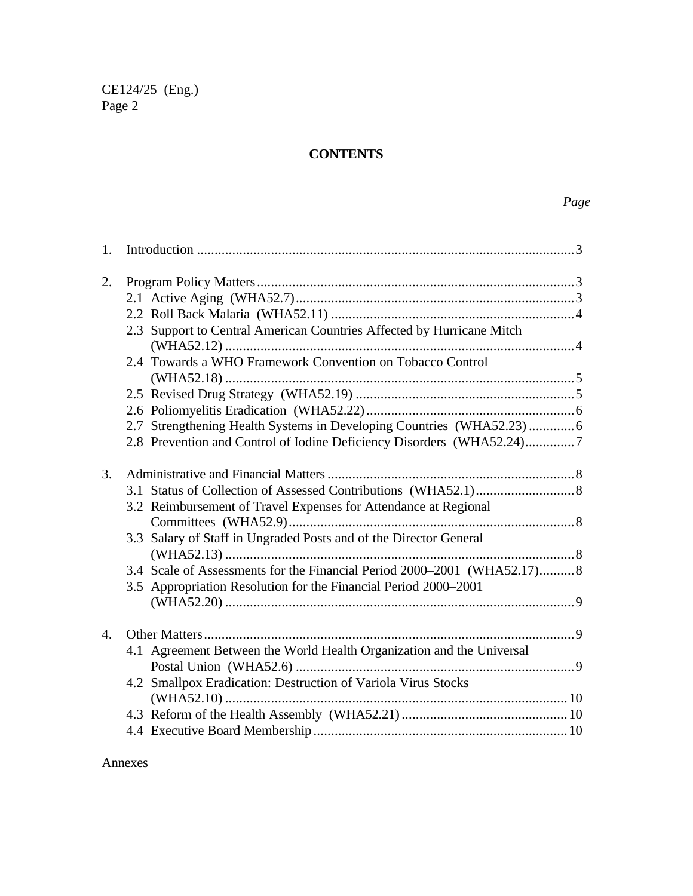## CONTENTS

*Page*

1. Introduction ..........................................................................................................3

2. Program Policy Matters..........................................................................................3
   - 2.1 Active Aging (WHA52.7)...............................................................................3
   - 2.2 Roll Back Malaria (WHA52.11) .....................................................................4
   - 2.3 Support to Central American Countries Affected by Hurricane Mitch (WHA52.12) ..................................................................................................4
   - 2.4 Towards a WHO Framework Convention on Tobacco Control (WHA52.18) ..................................................................................................5
   - 2.5 Revised Drug Strategy (WHA52.19) .............................................................5
   - 2.6 Poliomyelitis Eradication (WHA52.22)..........................................................6
   - 2.7 Strengthening Health Systems in Developing Countries (WHA52.23) .............6
   - 2.8 Prevention and Control of Iodine Deficiency Disorders (WHA52.24)..............7

3. Administrative and Financial Matters......................................................................8
   - 3.1 Status of Collection of Assessed Contributions (WHA52.1)............................8
   - 3.2 Reimbursement of Travel Expenses for Attendance at Regional Committees (WHA52.9)................................................................................8
   - 3.3 Salary of Staff in Ungraded Posts and of the Director General (WHA52.13) ..................................................................................................8
   - 3.4 Scale of Assessments for the Financial Period 2000–2001 (WHA52.17)..........8
   - 3.5 Appropriation Resolution for the Financial Period 2000–2001 (WHA52.20) ..................................................................................................9

4. Other Matters.........................................................................................................9
   - 4.1 Agreement Between the World Health Organization and the Universal Postal Union (WHA52.6) ..............................................................................9
   - 4.2 Smallpox Eradication: Destruction of Variola Virus Stocks (WHA52.10) ................................................................................................10
   - 4.3 Reform of the Health Assembly (WHA52.21)..............................................10
   - 4.4 Executive Board Membership.......................................................................10

Annexes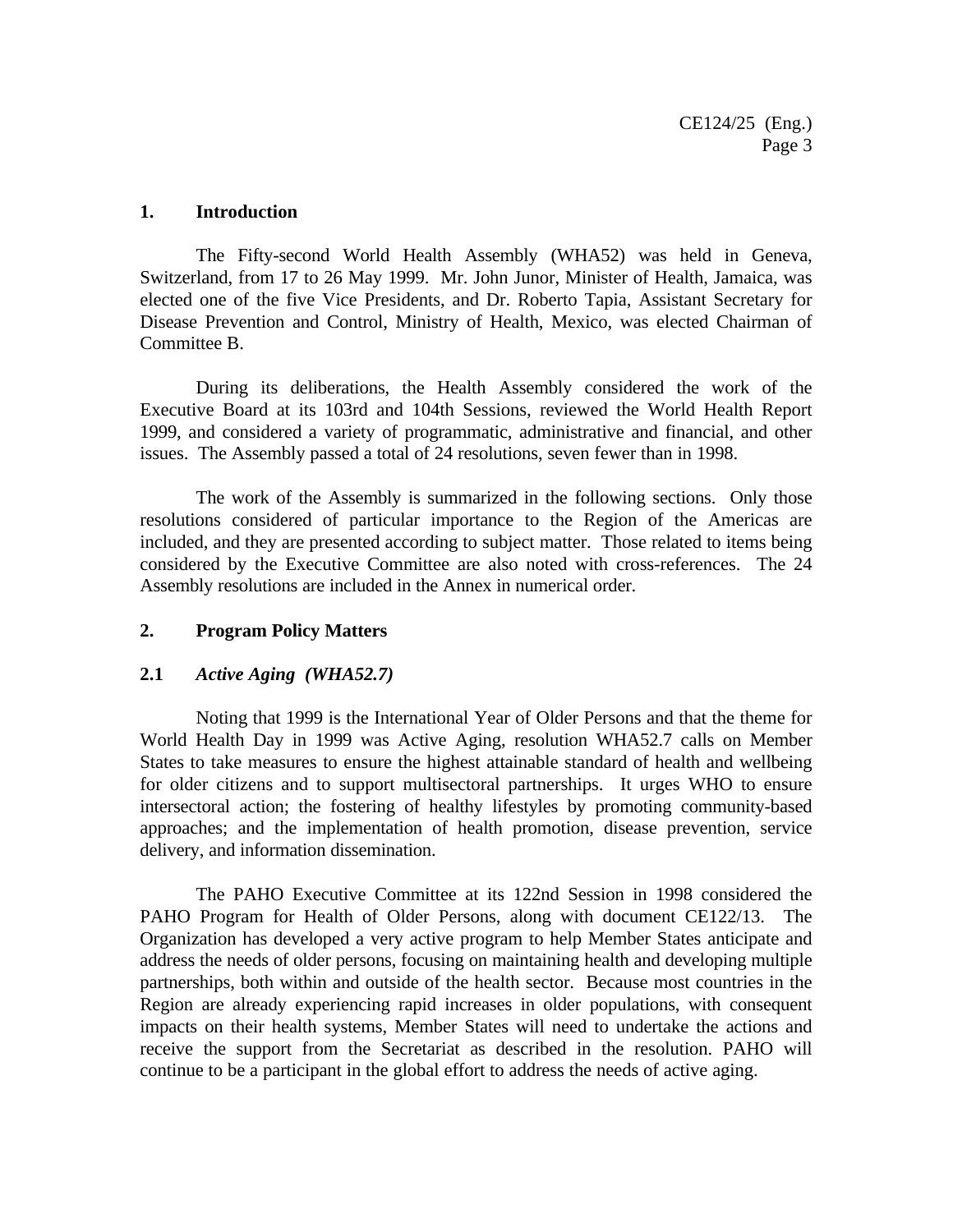## 1. Introduction

The Fifty-second World Health Assembly (WHA52) was held in Geneva, Switzerland, from 17 to 26 May 1999. Mr. John Junor, Minister of Health, Jamaica, was elected one of the five Vice Presidents, and Dr. Roberto Tapia, Assistant Secretary for Disease Prevention and Control, Ministry of Health, Mexico, was elected Chairman of Committee B.

During its deliberations, the Health Assembly considered the work of the Executive Board at its 103rd and 104th Sessions, reviewed the World Health Report 1999, and considered a variety of programmatic, administrative and financial, and other issues. The Assembly passed a total of 24 resolutions, seven fewer than in 1998.

The work of the Assembly is summarized in the following sections. Only those resolutions considered of particular importance to the Region of the Americas are included, and they are presented according to subject matter. Those related to items being considered by the Executive Committee are also noted with cross-references. The 24 Assembly resolutions are included in the Annex in numerical order.

## 2. Program Policy Matters

### 2.1 *Active Aging (WHA52.7)*

Noting that 1999 is the International Year of Older Persons and that the theme for World Health Day in 1999 was Active Aging, resolution WHA52.7 calls on Member States to take measures to ensure the highest attainable standard of health and wellbeing for older citizens and to support multisectoral partnerships. It urges WHO to ensure intersectoral action; the fostering of healthy lifestyles by promoting community-based approaches; and the implementation of health promotion, disease prevention, service delivery, and information dissemination.

The PAHO Executive Committee at its 122nd Session in 1998 considered the PAHO Program for Health of Older Persons, along with document CE122/13. The Organization has developed a very active program to help Member States anticipate and address the needs of older persons, focusing on maintaining health and developing multiple partnerships, both within and outside of the health sector. Because most countries in the Region are already experiencing rapid increases in older populations, with consequent impacts on their health systems, Member States will need to undertake the actions and receive the support from the Secretariat as described in the resolution. PAHO will continue to be a participant in the global effort to address the needs of active aging.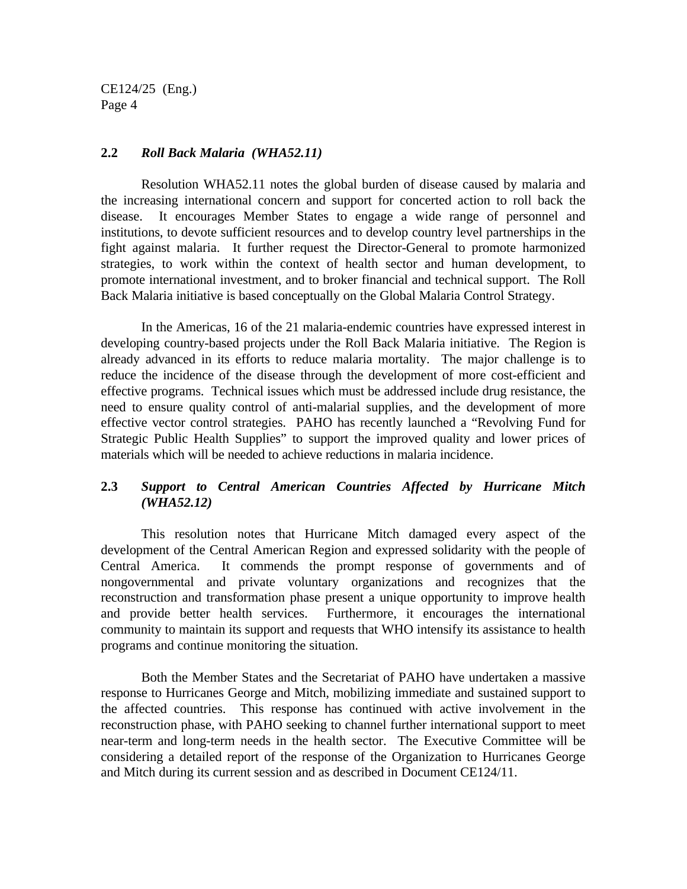### 2.2 *Roll Back Malaria (WHA52.11)*

Resolution WHA52.11 notes the global burden of disease caused by malaria and the increasing international concern and support for concerted action to roll back the disease. It encourages Member States to engage a wide range of personnel and institutions, to devote sufficient resources and to develop country level partnerships in the fight against malaria. It further request the Director-General to promote harmonized strategies, to work within the context of health sector and human development, to promote international investment, and to broker financial and technical support. The Roll Back Malaria initiative is based conceptually on the Global Malaria Control Strategy.

In the Americas, 16 of the 21 malaria-endemic countries have expressed interest in developing country-based projects under the Roll Back Malaria initiative. The Region is already advanced in its efforts to reduce malaria mortality. The major challenge is to reduce the incidence of the disease through the development of more cost-efficient and effective programs. Technical issues which must be addressed include drug resistance, the need to ensure quality control of anti-malarial supplies, and the development of more effective vector control strategies. PAHO has recently launched a "Revolving Fund for Strategic Public Health Supplies" to support the improved quality and lower prices of materials which will be needed to achieve reductions in malaria incidence.

### 2.3 *Support to Central American Countries Affected by Hurricane Mitch (WHA52.12)*

This resolution notes that Hurricane Mitch damaged every aspect of the development of the Central American Region and expressed solidarity with the people of Central America. It commends the prompt response of governments and of nongovernmental and private voluntary organizations and recognizes that the reconstruction and transformation phase present a unique opportunity to improve health and provide better health services. Furthermore, it encourages the international community to maintain its support and requests that WHO intensify its assistance to health programs and continue monitoring the situation.

Both the Member States and the Secretariat of PAHO have undertaken a massive response to Hurricanes George and Mitch, mobilizing immediate and sustained support to the affected countries. This response has continued with active involvement in the reconstruction phase, with PAHO seeking to channel further international support to meet near-term and long-term needs in the health sector. The Executive Committee will be considering a detailed report of the response of the Organization to Hurricanes George and Mitch during its current session and as described in Document CE124/11.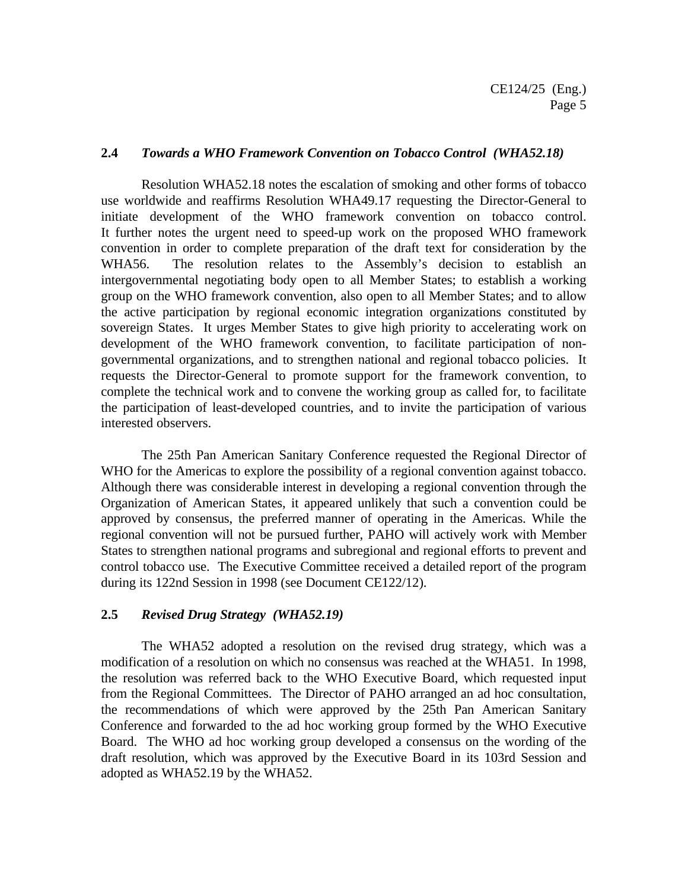### 2.4 *Towards a WHO Framework Convention on Tobacco Control (WHA52.18)*

Resolution WHA52.18 notes the escalation of smoking and other forms of tobacco use worldwide and reaffirms Resolution WHA49.17 requesting the Director-General to initiate development of the WHO framework convention on tobacco control. It further notes the urgent need to speed-up work on the proposed WHO framework convention in order to complete preparation of the draft text for consideration by the WHA56. The resolution relates to the Assembly's decision to establish an intergovernmental negotiating body open to all Member States; to establish a working group on the WHO framework convention, also open to all Member States; and to allow the active participation by regional economic integration organizations constituted by sovereign States. It urges Member States to give high priority to accelerating work on development of the WHO framework convention, to facilitate participation of non-governmental organizations, and to strengthen national and regional tobacco policies. It requests the Director-General to promote support for the framework convention, to complete the technical work and to convene the working group as called for, to facilitate the participation of least-developed countries, and to invite the participation of various interested observers.

The 25th Pan American Sanitary Conference requested the Regional Director of WHO for the Americas to explore the possibility of a regional convention against tobacco. Although there was considerable interest in developing a regional convention through the Organization of American States, it appeared unlikely that such a convention could be approved by consensus, the preferred manner of operating in the Americas. While the regional convention will not be pursued further, PAHO will actively work with Member States to strengthen national programs and subregional and regional efforts to prevent and control tobacco use. The Executive Committee received a detailed report of the program during its 122nd Session in 1998 (see Document CE122/12).

### 2.5 *Revised Drug Strategy (WHA52.19)*

The WHA52 adopted a resolution on the revised drug strategy, which was a modification of a resolution on which no consensus was reached at the WHA51. In 1998, the resolution was referred back to the WHO Executive Board, which requested input from the Regional Committees. The Director of PAHO arranged an ad hoc consultation, the recommendations of which were approved by the 25th Pan American Sanitary Conference and forwarded to the ad hoc working group formed by the WHO Executive Board. The WHO ad hoc working group developed a consensus on the wording of the draft resolution, which was approved by the Executive Board in its 103rd Session and adopted as WHA52.19 by the WHA52.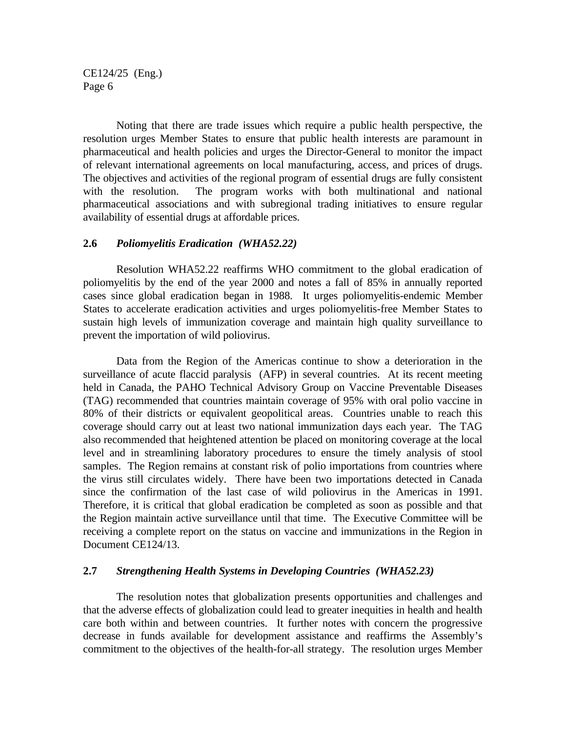Noting that there are trade issues which require a public health perspective, the resolution urges Member States to ensure that public health interests are paramount in pharmaceutical and health policies and urges the Director-General to monitor the impact of relevant international agreements on local manufacturing, access, and prices of drugs. The objectives and activities of the regional program of essential drugs are fully consistent with the resolution. The program works with both multinational and national pharmaceutical associations and with subregional trading initiatives to ensure regular availability of essential drugs at affordable prices.

### 2.6 *Poliomyelitis Eradication (WHA52.22)*

Resolution WHA52.22 reaffirms WHO commitment to the global eradication of poliomyelitis by the end of the year 2000 and notes a fall of 85% in annually reported cases since global eradication began in 1988. It urges poliomyelitis-endemic Member States to accelerate eradication activities and urges poliomyelitis-free Member States to sustain high levels of immunization coverage and maintain high quality surveillance to prevent the importation of wild poliovirus.

Data from the Region of the Americas continue to show a deterioration in the surveillance of acute flaccid paralysis (AFP) in several countries. At its recent meeting held in Canada, the PAHO Technical Advisory Group on Vaccine Preventable Diseases (TAG) recommended that countries maintain coverage of 95% with oral polio vaccine in 80% of their districts or equivalent geopolitical areas. Countries unable to reach this coverage should carry out at least two national immunization days each year. The TAG also recommended that heightened attention be placed on monitoring coverage at the local level and in streamlining laboratory procedures to ensure the timely analysis of stool samples. The Region remains at constant risk of polio importations from countries where the virus still circulates widely. There have been two importations detected in Canada since the confirmation of the last case of wild poliovirus in the Americas in 1991. Therefore, it is critical that global eradication be completed as soon as possible and that the Region maintain active surveillance until that time. The Executive Committee will be receiving a complete report on the status on vaccine and immunizations in the Region in Document CE124/13.

### 2.7 *Strengthening Health Systems in Developing Countries (WHA52.23)*

The resolution notes that globalization presents opportunities and challenges and that the adverse effects of globalization could lead to greater inequities in health and health care both within and between countries. It further notes with concern the progressive decrease in funds available for development assistance and reaffirms the Assembly's commitment to the objectives of the health-for-all strategy. The resolution urges Member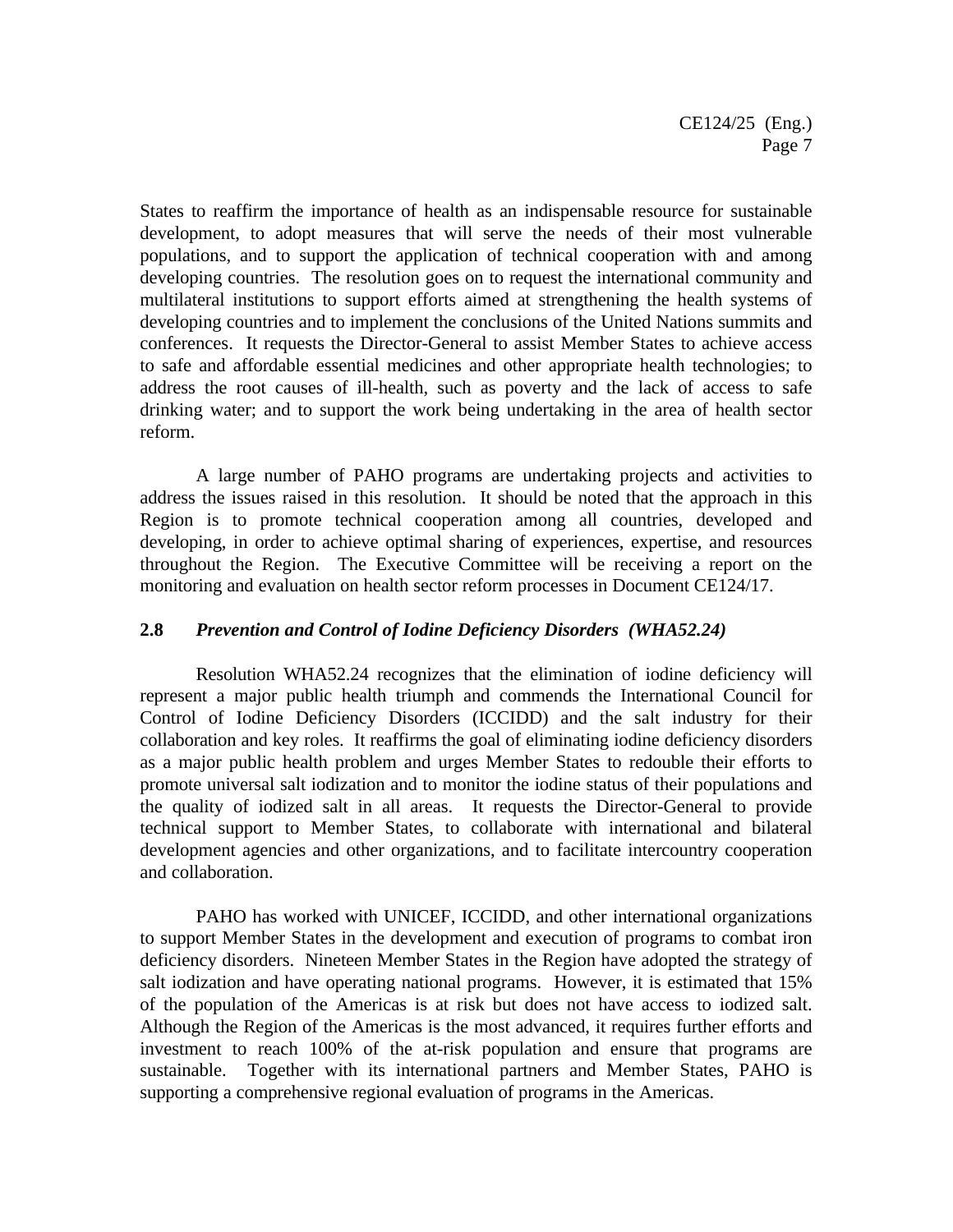States to reaffirm the importance of health as an indispensable resource for sustainable development, to adopt measures that will serve the needs of their most vulnerable populations, and to support the application of technical cooperation with and among developing countries. The resolution goes on to request the international community and multilateral institutions to support efforts aimed at strengthening the health systems of developing countries and to implement the conclusions of the United Nations summits and conferences. It requests the Director-General to assist Member States to achieve access to safe and affordable essential medicines and other appropriate health technologies; to address the root causes of ill-health, such as poverty and the lack of access to safe drinking water; and to support the work being undertaking in the area of health sector reform.

A large number of PAHO programs are undertaking projects and activities to address the issues raised in this resolution. It should be noted that the approach in this Region is to promote technical cooperation among all countries, developed and developing, in order to achieve optimal sharing of experiences, expertise, and resources throughout the Region. The Executive Committee will be receiving a report on the monitoring and evaluation on health sector reform processes in Document CE124/17.

### 2.8 *Prevention and Control of Iodine Deficiency Disorders (WHA52.24)*

Resolution WHA52.24 recognizes that the elimination of iodine deficiency will represent a major public health triumph and commends the International Council for Control of Iodine Deficiency Disorders (ICCIDD) and the salt industry for their collaboration and key roles. It reaffirms the goal of eliminating iodine deficiency disorders as a major public health problem and urges Member States to redouble their efforts to promote universal salt iodization and to monitor the iodine status of their populations and the quality of iodized salt in all areas. It requests the Director-General to provide technical support to Member States, to collaborate with international and bilateral development agencies and other organizations, and to facilitate intercountry cooperation and collaboration.

PAHO has worked with UNICEF, ICCIDD, and other international organizations to support Member States in the development and execution of programs to combat iron deficiency disorders. Nineteen Member States in the Region have adopted the strategy of salt iodization and have operating national programs. However, it is estimated that 15% of the population of the Americas is at risk but does not have access to iodized salt. Although the Region of the Americas is the most advanced, it requires further efforts and investment to reach 100% of the at-risk population and ensure that programs are sustainable. Together with its international partners and Member States, PAHO is supporting a comprehensive regional evaluation of programs in the Americas.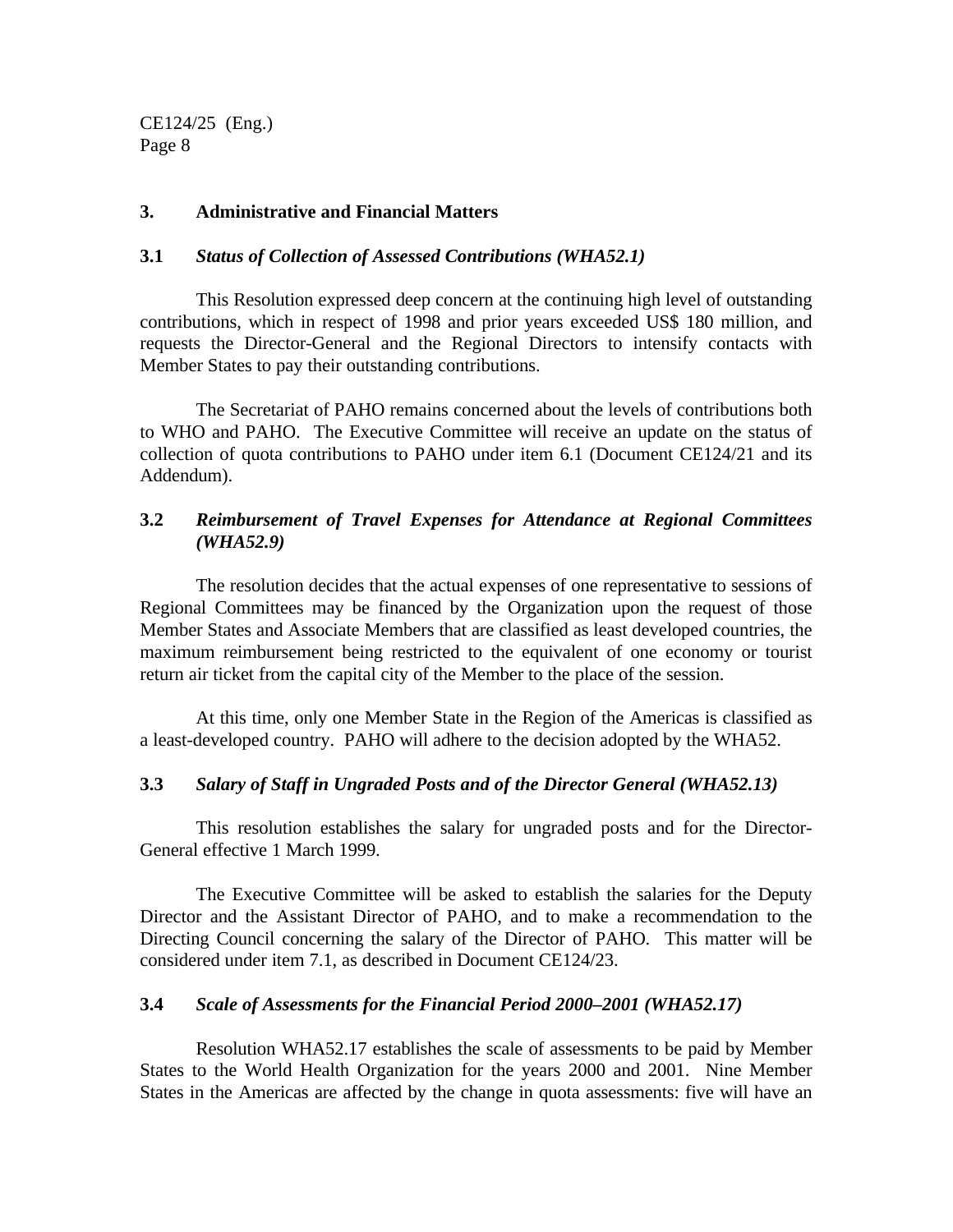## 3. Administrative and Financial Matters

### 3.1 *Status of Collection of Assessed Contributions (WHA52.1)*

This Resolution expressed deep concern at the continuing high level of outstanding contributions, which in respect of 1998 and prior years exceeded US$ 180 million, and requests the Director-General and the Regional Directors to intensify contacts with Member States to pay their outstanding contributions.

The Secretariat of PAHO remains concerned about the levels of contributions both to WHO and PAHO. The Executive Committee will receive an update on the status of collection of quota contributions to PAHO under item 6.1 (Document CE124/21 and its Addendum).

### 3.2 *Reimbursement of Travel Expenses for Attendance at Regional Committees (WHA52.9)*

The resolution decides that the actual expenses of one representative to sessions of Regional Committees may be financed by the Organization upon the request of those Member States and Associate Members that are classified as least developed countries, the maximum reimbursement being restricted to the equivalent of one economy or tourist return air ticket from the capital city of the Member to the place of the session.

At this time, only one Member State in the Region of the Americas is classified as a least-developed country. PAHO will adhere to the decision adopted by the WHA52.

### 3.3 *Salary of Staff in Ungraded Posts and of the Director General (WHA52.13)*

This resolution establishes the salary for ungraded posts and for the Director-General effective 1 March 1999.

The Executive Committee will be asked to establish the salaries for the Deputy Director and the Assistant Director of PAHO, and to make a recommendation to the Directing Council concerning the salary of the Director of PAHO. This matter will be considered under item 7.1, as described in Document CE124/23.

### 3.4 *Scale of Assessments for the Financial Period 2000–2001 (WHA52.17)*

Resolution WHA52.17 establishes the scale of assessments to be paid by Member States to the World Health Organization for the years 2000 and 2001. Nine Member States in the Americas are affected by the change in quota assessments: five will have an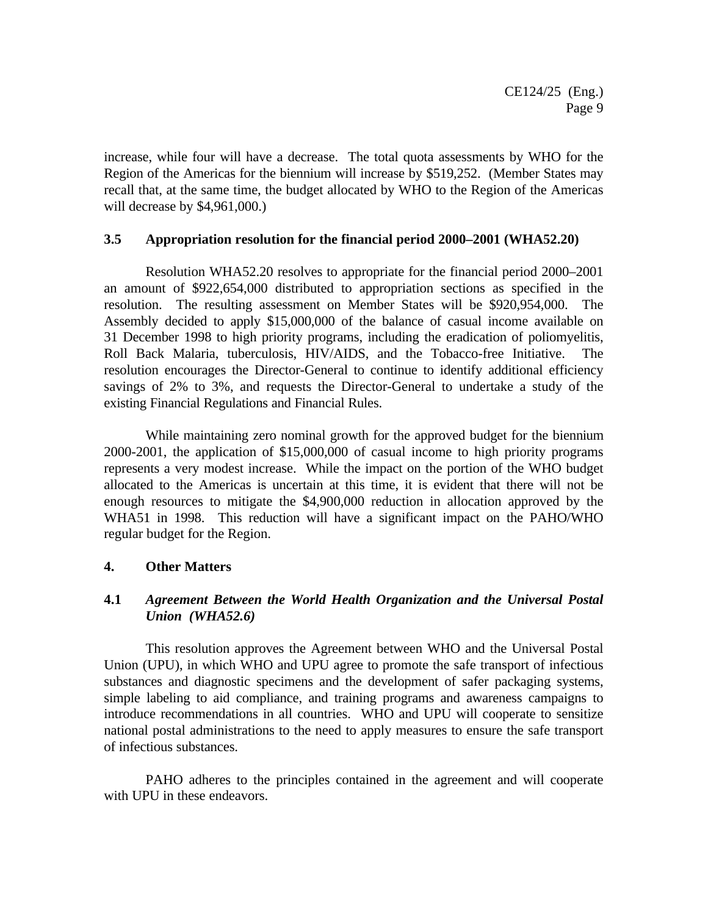increase, while four will have a decrease. The total quota assessments by WHO for the Region of the Americas for the biennium will increase by $519,252. (Member States may recall that, at the same time, the budget allocated by WHO to the Region of the Americas will decrease by $4,961,000.)

### 3.5 Appropriation resolution for the financial period 2000–2001 (WHA52.20)

Resolution WHA52.20 resolves to appropriate for the financial period 2000–2001 an amount of $922,654,000 distributed to appropriation sections as specified in the resolution. The resulting assessment on Member States will be $920,954,000. The Assembly decided to apply $15,000,000 of the balance of casual income available on 31 December 1998 to high priority programs, including the eradication of poliomyelitis, Roll Back Malaria, tuberculosis, HIV/AIDS, and the Tobacco-free Initiative. The resolution encourages the Director-General to continue to identify additional efficiency savings of 2% to 3%, and requests the Director-General to undertake a study of the existing Financial Regulations and Financial Rules.

While maintaining zero nominal growth for the approved budget for the biennium 2000-2001, the application of $15,000,000 of casual income to high priority programs represents a very modest increase. While the impact on the portion of the WHO budget allocated to the Americas is uncertain at this time, it is evident that there will not be enough resources to mitigate the $4,900,000 reduction in allocation approved by the WHA51 in 1998. This reduction will have a significant impact on the PAHO/WHO regular budget for the Region.

## 4. Other Matters

### 4.1 *Agreement Between the World Health Organization and the Universal Postal Union (WHA52.6)*

This resolution approves the Agreement between WHO and the Universal Postal Union (UPU), in which WHO and UPU agree to promote the safe transport of infectious substances and diagnostic specimens and the development of safer packaging systems, simple labeling to aid compliance, and training programs and awareness campaigns to introduce recommendations in all countries. WHO and UPU will cooperate to sensitize national postal administrations to the need to apply measures to ensure the safe transport of infectious substances.

PAHO adheres to the principles contained in the agreement and will cooperate with UPU in these endeavors.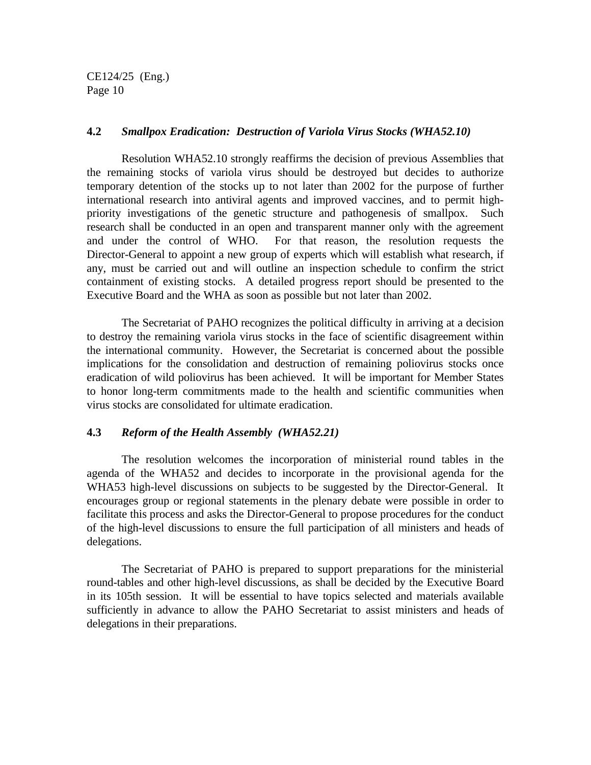### 4.2 *Smallpox Eradication: Destruction of Variola Virus Stocks (WHA52.10)*

Resolution WHA52.10 strongly reaffirms the decision of previous Assemblies that the remaining stocks of variola virus should be destroyed but decides to authorize temporary detention of the stocks up to not later than 2002 for the purpose of further international research into antiviral agents and improved vaccines, and to permit high-priority investigations of the genetic structure and pathogenesis of smallpox. Such research shall be conducted in an open and transparent manner only with the agreement and under the control of WHO. For that reason, the resolution requests the Director-General to appoint a new group of experts which will establish what research, if any, must be carried out and will outline an inspection schedule to confirm the strict containment of existing stocks. A detailed progress report should be presented to the Executive Board and the WHA as soon as possible but not later than 2002.

The Secretariat of PAHO recognizes the political difficulty in arriving at a decision to destroy the remaining variola virus stocks in the face of scientific disagreement within the international community. However, the Secretariat is concerned about the possible implications for the consolidation and destruction of remaining poliovirus stocks once eradication of wild poliovirus has been achieved. It will be important for Member States to honor long-term commitments made to the health and scientific communities when virus stocks are consolidated for ultimate eradication.

### 4.3 *Reform of the Health Assembly (WHA52.21)*

The resolution welcomes the incorporation of ministerial round tables in the agenda of the WHA52 and decides to incorporate in the provisional agenda for the WHA53 high-level discussions on subjects to be suggested by the Director-General. It encourages group or regional statements in the plenary debate were possible in order to facilitate this process and asks the Director-General to propose procedures for the conduct of the high-level discussions to ensure the full participation of all ministers and heads of delegations.

The Secretariat of PAHO is prepared to support preparations for the ministerial round-tables and other high-level discussions, as shall be decided by the Executive Board in its 105th session. It will be essential to have topics selected and materials available sufficiently in advance to allow the PAHO Secretariat to assist ministers and heads of delegations in their preparations.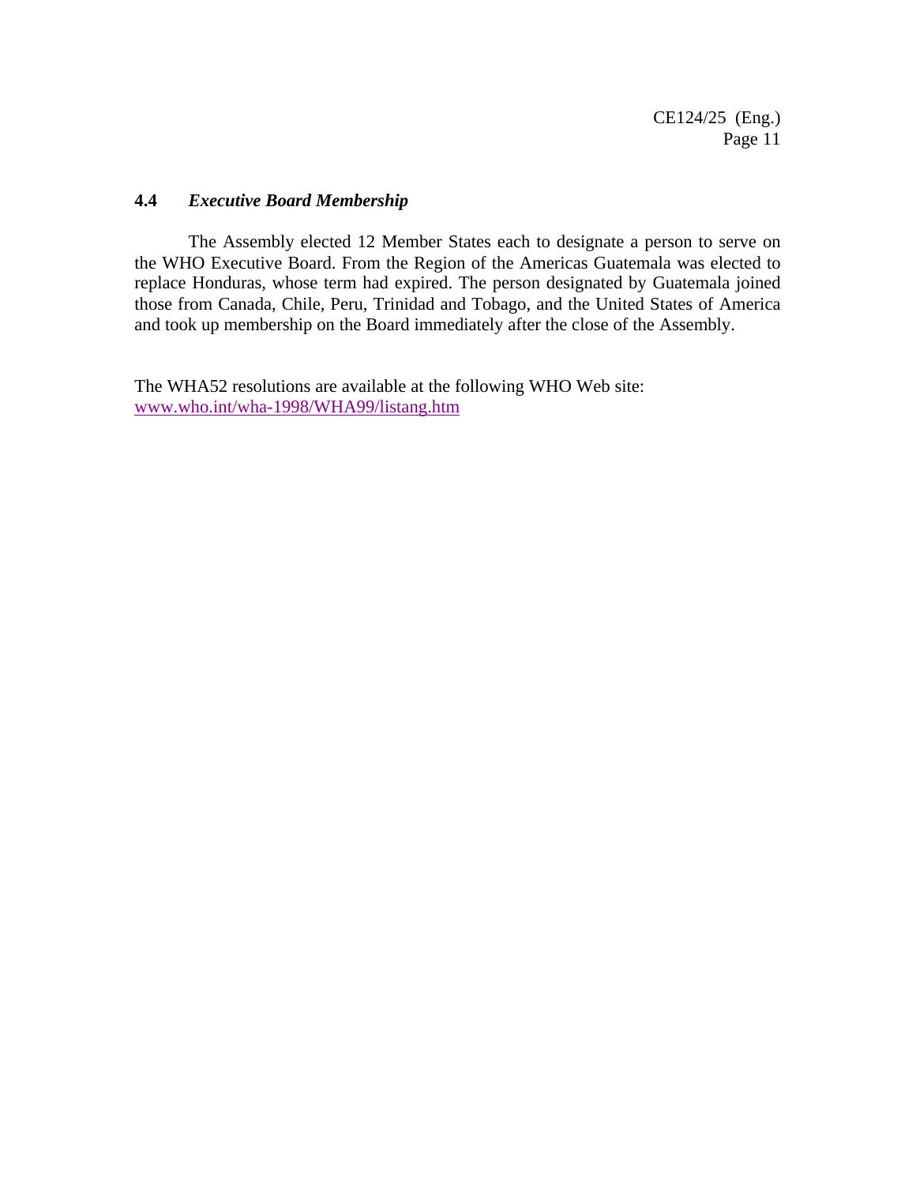### 4.4 *Executive Board Membership*

The Assembly elected 12 Member States each to designate a person to serve on the WHO Executive Board. From the Region of the Americas Guatemala was elected to replace Honduras, whose term had expired. The person designated by Guatemala joined those from Canada, Chile, Peru, Trinidad and Tobago, and the United States of America and took up membership on the Board immediately after the close of the Assembly.

The WHA52 resolutions are available at the following WHO Web site:
www.who.int/wha-1998/WHA99/listang.htm